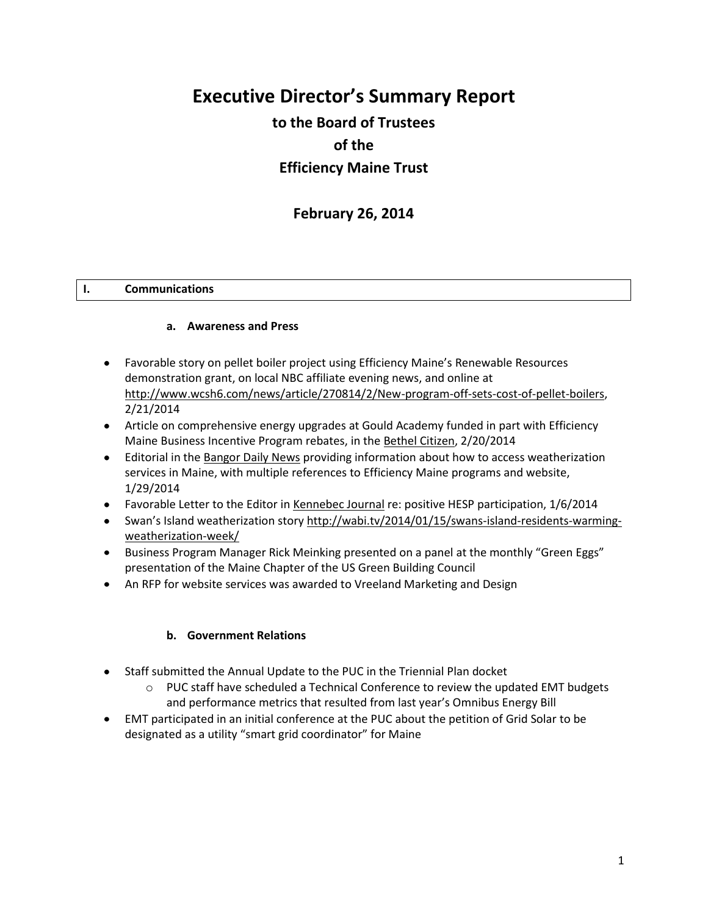# Executive Director's Summary Report

## to the Board of Trustees

## of the

## Efficiency Maine Trust

## February 26, 2014

## I. Communications

### a. Awareness and Press

- Favorable story on pellet boiler project using Efficiency Maine's Renewable Resources demonstration grant, on local NBC affiliate evening news, and online at http://www.wcsh6.com/news/article/270814/2/New-program-off-sets-cost-of-pellet-boilers, 2/21/2014
- Article on comprehensive energy upgrades at Gould Academy funded in part with Efficiency Maine Business Incentive Program rebates, in the Bethel Citizen, 2/20/2014
- Editorial in the Bangor Daily News providing information about how to access weatherization services in Maine, with multiple references to Efficiency Maine programs and website, 1/29/2014
- Favorable Letter to the Editor in Kennebec Journal re: positive HESP participation, 1/6/2014
- Swan's Island weatherization story http://wabi.tv/2014/01/15/swans-island-residents-warming-weatherization-week/
- Business Program Manager Rick Meinking presented on a panel at the monthly "Green Eggs" presentation of the Maine Chapter of the US Green Building Council
- An RFP for website services was awarded to Vreeland Marketing and Design

### b. Government Relations

- Staff submitted the Annual Update to the PUC in the Triennial Plan docket
  - PUC staff have scheduled a Technical Conference to review the updated EMT budgets and performance metrics that resulted from last year's Omnibus Energy Bill
- EMT participated in an initial conference at the PUC about the petition of Grid Solar to be designated as a utility "smart grid coordinator" for Maine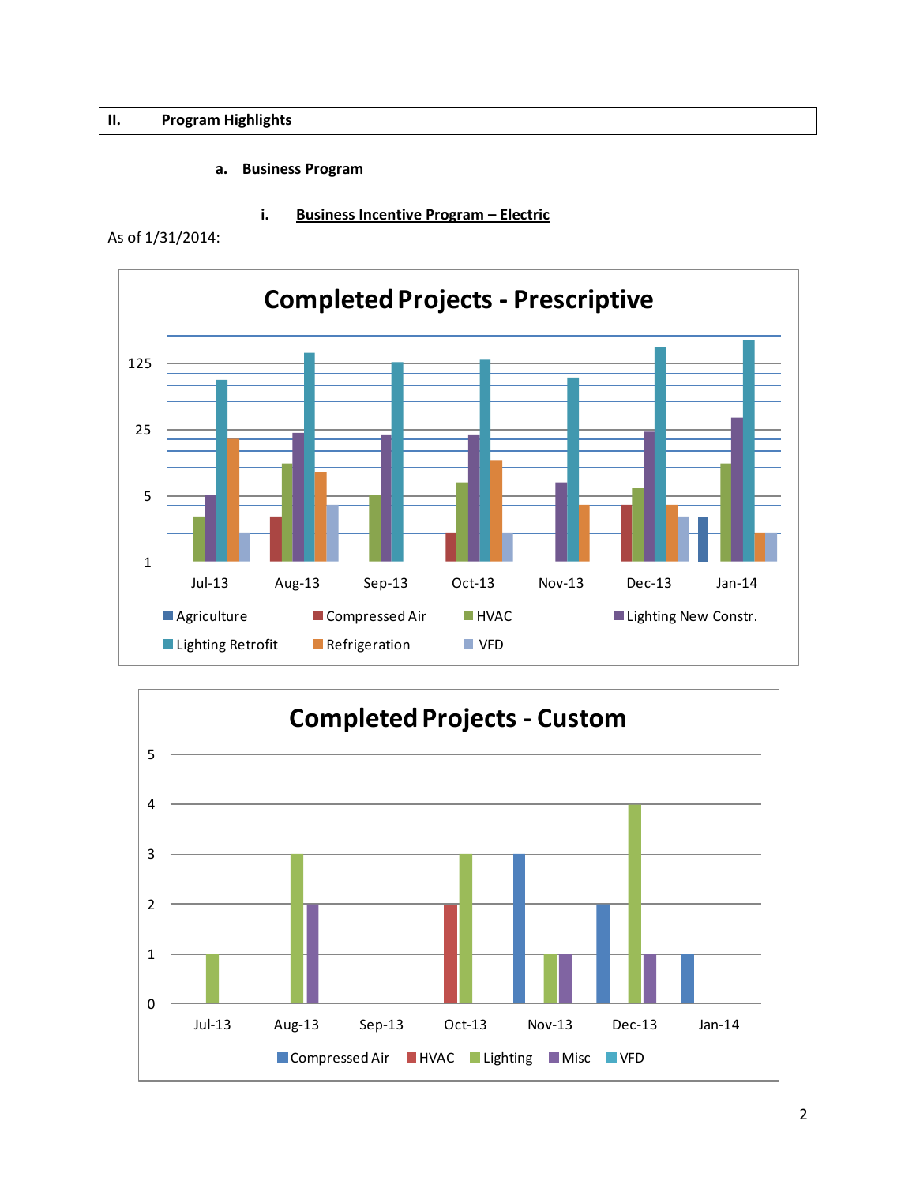## II. Program Highlights

### a. Business Program

#### i. Business Incentive Program – Electric

As of 1/31/2014:

**Completed Projects - Prescriptive**

125
25
5
1

Jul-13 Aug-13 Sep-13 Oct-13 Nov-13 Dec-13 Jan-14

Agriculture, Compressed Air, HVAC, Lighting New Constr., Lighting Retrofit, Refrigeration, VFD

**Completed Projects - Custom**

5
4
3
2
1
0

Jul-13 Aug-13 Sep-13 Oct-13 Nov-13 Dec-13 Jan-14

Compressed Air, HVAC, Lighting, Misc, VFD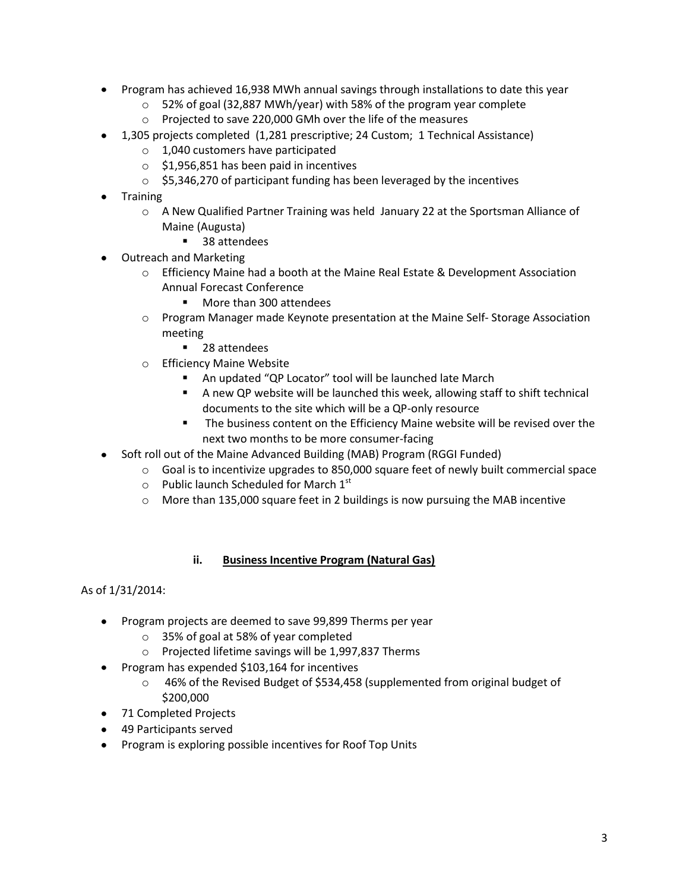- Program has achieved 16,938 MWh annual savings through installations to date this year
  - 52% of goal (32,887 MWh/year) with 58% of the program year complete
  - Projected to save 220,000 GMh over the life of the measures
- 1,305 projects completed (1,281 prescriptive; 24 Custom; 1 Technical Assistance)
  - 1,040 customers have participated
  - $1,956,851 has been paid in incentives
  - $5,346,270 of participant funding has been leveraged by the incentives
- Training
  - A New Qualified Partner Training was held January 22 at the Sportsman Alliance of Maine (Augusta)
    - 38 attendees
- Outreach and Marketing
  - Efficiency Maine had a booth at the Maine Real Estate & Development Association Annual Forecast Conference
    - More than 300 attendees
  - Program Manager made Keynote presentation at the Maine Self- Storage Association meeting
    - 28 attendees
  - Efficiency Maine Website
    - An updated "QP Locator" tool will be launched late March
    - A new QP website will be launched this week, allowing staff to shift technical documents to the site which will be a QP-only resource
    - The business content on the Efficiency Maine website will be revised over the next two months to be more consumer-facing
- Soft roll out of the Maine Advanced Building (MAB) Program (RGGI Funded)
  - Goal is to incentivize upgrades to 850,000 square feet of newly built commercial space
  - Public launch Scheduled for March 1st
  - More than 135,000 square feet in 2 buildings is now pursuing the MAB incentive

### ii. Business Incentive Program (Natural Gas)

As of 1/31/2014:

- Program projects are deemed to save 99,899 Therms per year
  - 35% of goal at 58% of year completed
  - Projected lifetime savings will be 1,997,837 Therms
- Program has expended $103,164 for incentives
  - 46% of the Revised Budget of $534,458 (supplemented from original budget of $200,000
- 71 Completed Projects
- 49 Participants served
- Program is exploring possible incentives for Roof Top Units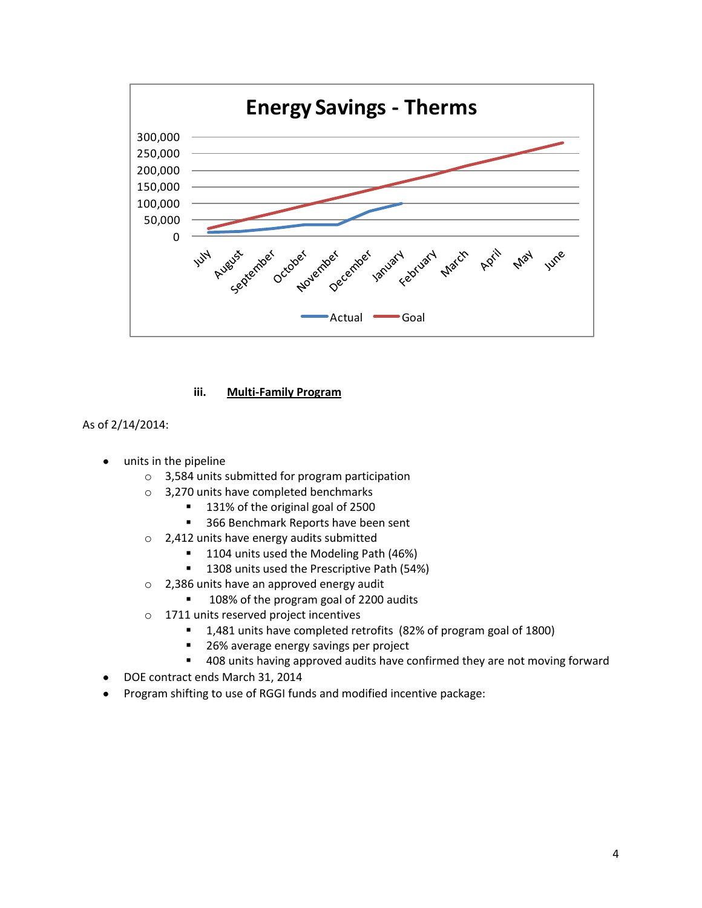**Energy Savings - Therms**

300,000
250,000
200,000
150,000
100,000
50,000
0

July August September October November December January February March April May June

Actual Goal

### iii. Multi-Family Program

As of 2/14/2014:

- units in the pipeline
  - 3,584 units submitted for program participation
  - 3,270 units have completed benchmarks
    - 131% of the original goal of 2500
    - 366 Benchmark Reports have been sent
  - 2,412 units have energy audits submitted
    - 1104 units used the Modeling Path (46%)
    - 1308 units used the Prescriptive Path (54%)
  - 2,386 units have an approved energy audit
    - 108% of the program goal of 2200 audits
  - 1711 units reserved project incentives
    - 1,481 units have completed retrofits (82% of program goal of 1800)
    - 26% average energy savings per project
    - 408 units having approved audits have confirmed they are not moving forward
- DOE contract ends March 31, 2014
- Program shifting to use of RGGI funds and modified incentive package: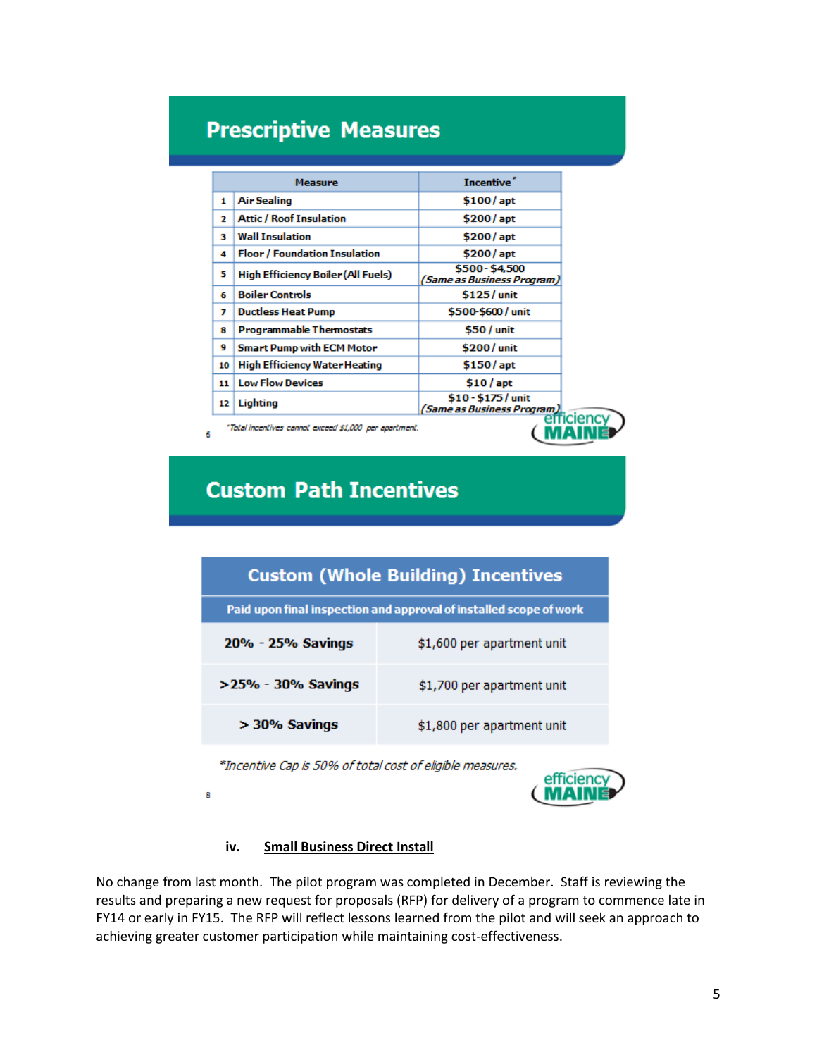## Prescriptive Measures

| | Measure | Incentive* |
|---|---|---|
| 1 | Air Sealing | $100 / apt |
| 2 | Attic / Roof Insulation | $200 / apt |
| 3 | Wall Insulation | $200 / apt |
| 4 | Floor / Foundation Insulation | $200 / apt |
| 5 | High Efficiency Boiler (All Fuels) | $500 - $4,500 *(Same as Business Program)* |
| 6 | Boiler Controls | $125 / unit |
| 7 | Ductless Heat Pump | $500-$600 / unit |
| 8 | Programmable Thermostats | $50 / unit |
| 9 | Smart Pump with ECM Motor | $200 / unit |
| 10 | High Efficiency Water Heating | $150 / apt |
| 11 | Low Flow Devices | $10 / apt |
| 12 | Lighting | $10 - $175 / unit *(Same as Business Program)* |

*Total incentives cannot exceed $1,000 per apartment.

## Custom Path Incentives

| Custom (Whole Building) Incentives | |
|---|---|
| Paid upon final inspection and approval of installed scope of work | |
| **20% - 25% Savings** | $1,600 per apartment unit |
| **>25% - 30% Savings** | $1,700 per apartment unit |
| **> 30% Savings** | $1,800 per apartment unit |

*Incentive Cap is 50% of total cost of eligible measures.

### iv. Small Business Direct Install

No change from last month. The pilot program was completed in December. Staff is reviewing the results and preparing a new request for proposals (RFP) for delivery of a program to commence late in FY14 or early in FY15. The RFP will reflect lessons learned from the pilot and will seek an approach to achieving greater customer participation while maintaining cost-effectiveness.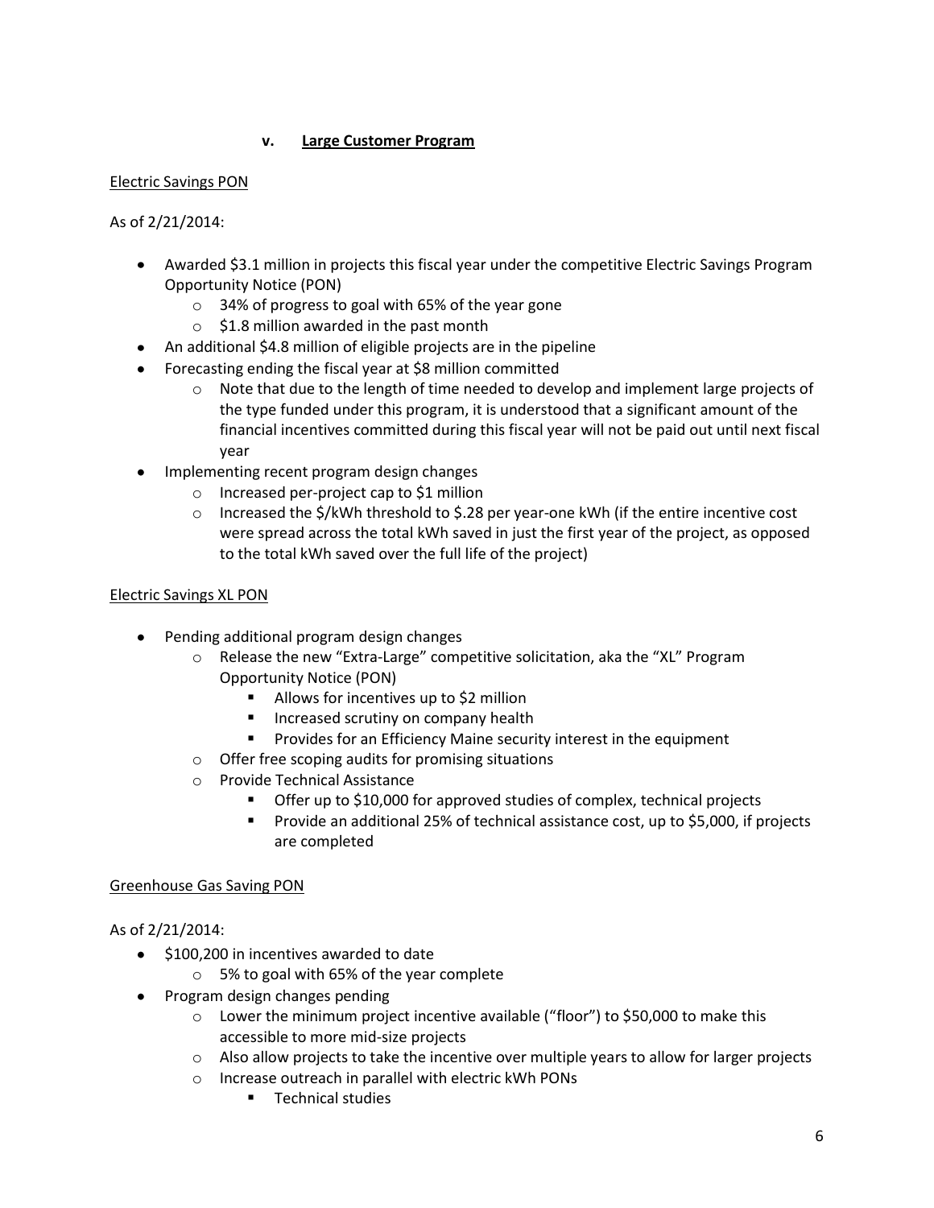### v. **Large Customer Program**

Electric Savings PON

As of 2/21/2014:

- Awarded \$3.1 million in projects this fiscal year under the competitive Electric Savings Program Opportunity Notice (PON)
  - 34% of progress to goal with 65% of the year gone
  - \$1.8 million awarded in the past month
- An additional \$4.8 million of eligible projects are in the pipeline
- Forecasting ending the fiscal year at \$8 million committed
  - Note that due to the length of time needed to develop and implement large projects of the type funded under this program, it is understood that a significant amount of the financial incentives committed during this fiscal year will not be paid out until next fiscal year
- Implementing recent program design changes
  - Increased per-project cap to \$1 million
  - Increased the \$/kWh threshold to \$.28 per year-one kWh (if the entire incentive cost were spread across the total kWh saved in just the first year of the project, as opposed to the total kWh saved over the full life of the project)

Electric Savings XL PON

- Pending additional program design changes
  - Release the new "Extra-Large" competitive solicitation, aka the "XL" Program Opportunity Notice (PON)
    - Allows for incentives up to \$2 million
    - Increased scrutiny on company health
    - Provides for an Efficiency Maine security interest in the equipment
  - Offer free scoping audits for promising situations
  - Provide Technical Assistance
    - Offer up to \$10,000 for approved studies of complex, technical projects
    - Provide an additional 25% of technical assistance cost, up to \$5,000, if projects are completed

Greenhouse Gas Saving PON

As of 2/21/2014:

- \$100,200 in incentives awarded to date
  - 5% to goal with 65% of the year complete
- Program design changes pending
  - Lower the minimum project incentive available ("floor") to \$50,000 to make this accessible to more mid-size projects
  - Also allow projects to take the incentive over multiple years to allow for larger projects
  - Increase outreach in parallel with electric kWh PONs
    - Technical studies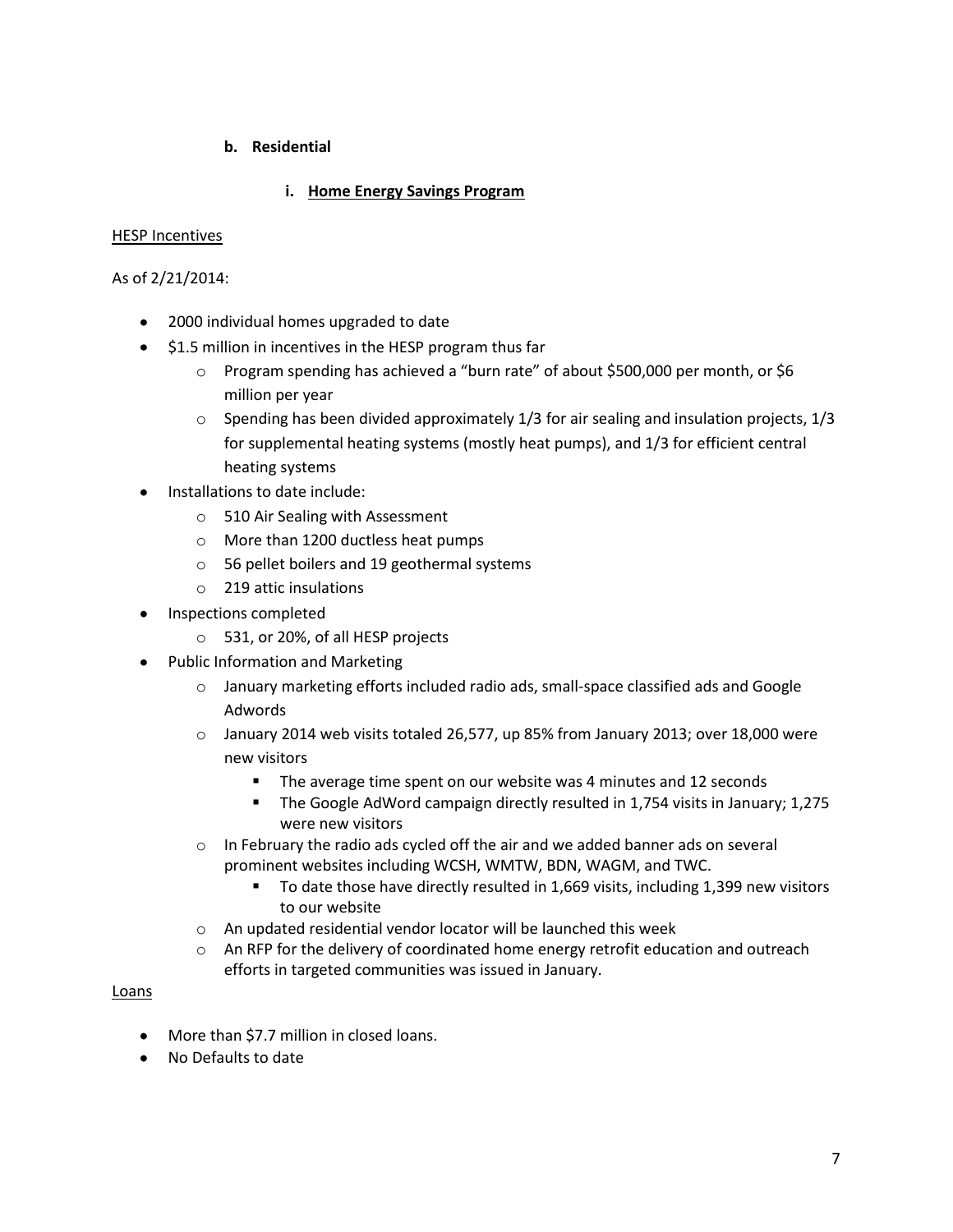### b. Residential

#### i. Home Energy Savings Program

HESP Incentives

As of 2/21/2014:

- 2000 individual homes upgraded to date
- $1.5 million in incentives in the HESP program thus far
  - Program spending has achieved a "burn rate" of about $500,000 per month, or $6 million per year
  - Spending has been divided approximately 1/3 for air sealing and insulation projects, 1/3 for supplemental heating systems (mostly heat pumps), and 1/3 for efficient central heating systems
- Installations to date include:
  - 510 Air Sealing with Assessment
  - More than 1200 ductless heat pumps
  - 56 pellet boilers and 19 geothermal systems
  - 219 attic insulations
- Inspections completed
  - 531, or 20%, of all HESP projects
- Public Information and Marketing
  - January marketing efforts included radio ads, small-space classified ads and Google Adwords
  - January 2014 web visits totaled 26,577, up 85% from January 2013; over 18,000 were new visitors
    - The average time spent on our website was 4 minutes and 12 seconds
    - The Google AdWord campaign directly resulted in 1,754 visits in January; 1,275 were new visitors
  - In February the radio ads cycled off the air and we added banner ads on several prominent websites including WCSH, WMTW, BDN, WAGM, and TWC.
    - To date those have directly resulted in 1,669 visits, including 1,399 new visitors to our website
  - An updated residential vendor locator will be launched this week
  - An RFP for the delivery of coordinated home energy retrofit education and outreach efforts in targeted communities was issued in January.

Loans

- More than $7.7 million in closed loans.
- No Defaults to date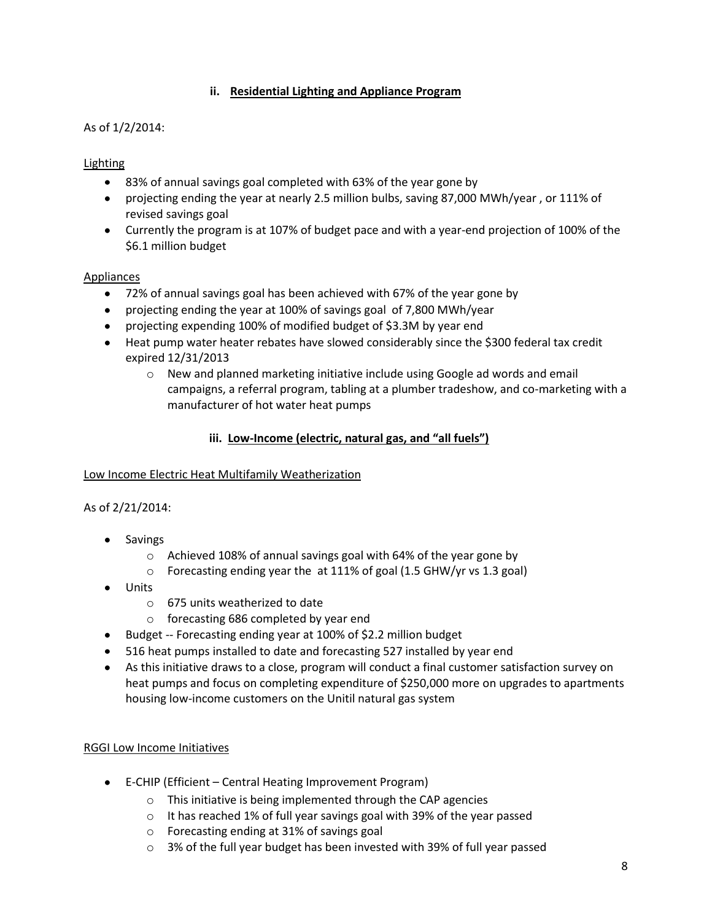### ii. **Residential Lighting and Appliance Program**

As of 1/2/2014:

Lighting

- 83% of annual savings goal completed with 63% of the year gone by
- projecting ending the year at nearly 2.5 million bulbs, saving 87,000 MWh/year , or 111% of revised savings goal
- Currently the program is at 107% of budget pace and with a year-end projection of 100% of the $6.1 million budget

Appliances

- 72% of annual savings goal has been achieved with 67% of the year gone by
- projecting ending the year at 100% of savings goal of 7,800 MWh/year
- projecting expending 100% of modified budget of $3.3M by year end
- Heat pump water heater rebates have slowed considerably since the $300 federal tax credit expired 12/31/2013
    - New and planned marketing initiative include using Google ad words and email campaigns, a referral program, tabling at a plumber tradeshow, and co-marketing with a manufacturer of hot water heat pumps

### iii. **Low-Income (electric, natural gas, and "all fuels")**

Low Income Electric Heat Multifamily Weatherization

As of 2/21/2014:

- Savings
    - Achieved 108% of annual savings goal with 64% of the year gone by
    - Forecasting ending year the at 111% of goal (1.5 GHW/yr vs 1.3 goal)
- Units
    - 675 units weatherized to date
    - forecasting 686 completed by year end
- Budget -- Forecasting ending year at 100% of $2.2 million budget
- 516 heat pumps installed to date and forecasting 527 installed by year end
- As this initiative draws to a close, program will conduct a final customer satisfaction survey on heat pumps and focus on completing expenditure of $250,000 more on upgrades to apartments housing low-income customers on the Unitil natural gas system

RGGI Low Income Initiatives

- E-CHIP (Efficient – Central Heating Improvement Program)
    - This initiative is being implemented through the CAP agencies
    - It has reached 1% of full year savings goal with 39% of the year passed
    - Forecasting ending at 31% of savings goal
    - 3% of the full year budget has been invested with 39% of full year passed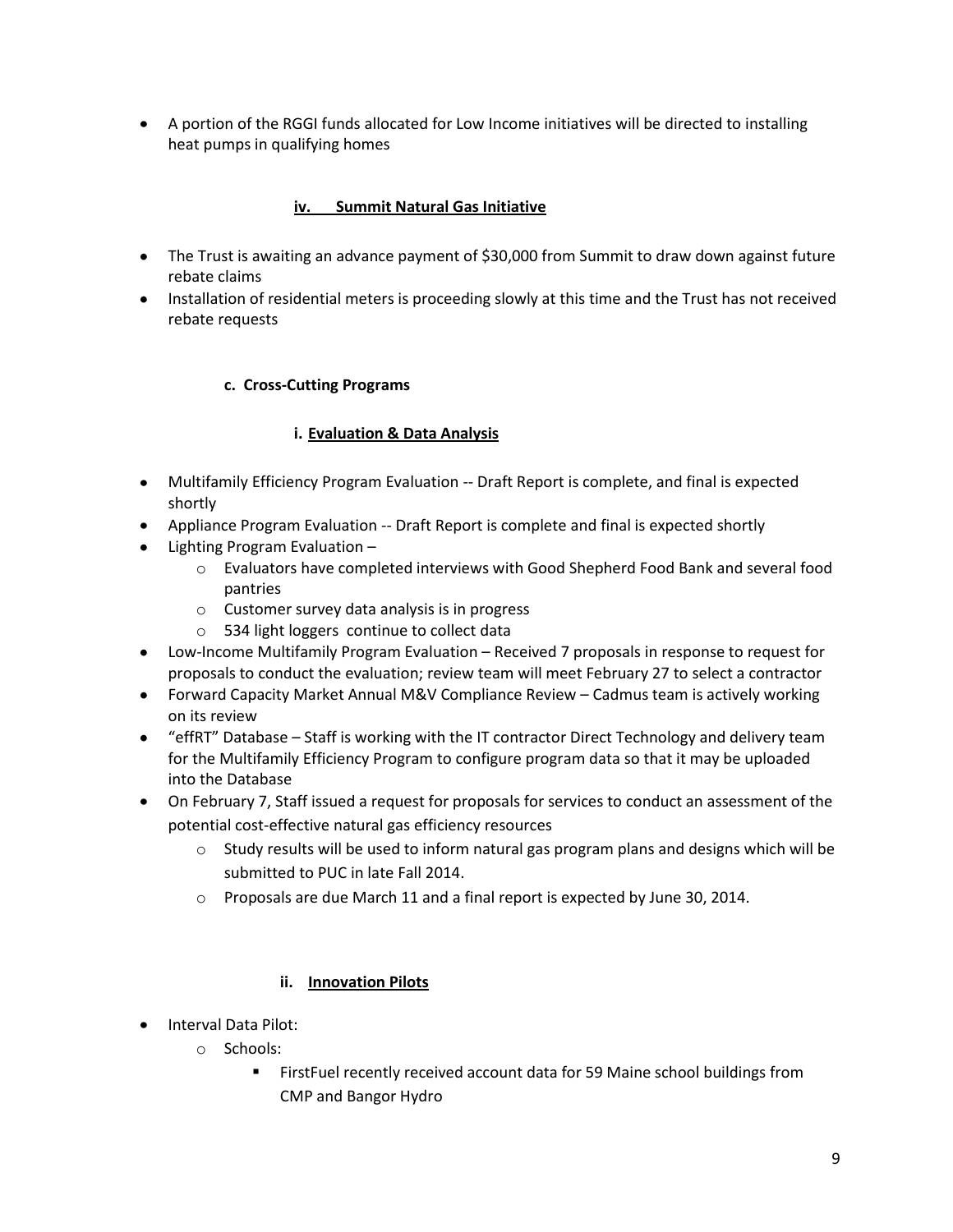- A portion of the RGGI funds allocated for Low Income initiatives will be directed to installing heat pumps in qualifying homes

#### iv. Summit Natural Gas Initiative

- The Trust is awaiting an advance payment of $30,000 from Summit to draw down against future rebate claims
- Installation of residential meters is proceeding slowly at this time and the Trust has not received rebate requests

### c. Cross-Cutting Programs

#### i. Evaluation & Data Analysis

- Multifamily Efficiency Program Evaluation -- Draft Report is complete, and final is expected shortly
- Appliance Program Evaluation -- Draft Report is complete and final is expected shortly
- Lighting Program Evaluation –
  - Evaluators have completed interviews with Good Shepherd Food Bank and several food pantries
  - Customer survey data analysis is in progress
  - 534 light loggers continue to collect data
- Low-Income Multifamily Program Evaluation – Received 7 proposals in response to request for proposals to conduct the evaluation; review team will meet February 27 to select a contractor
- Forward Capacity Market Annual M&V Compliance Review – Cadmus team is actively working on its review
- "effRT" Database – Staff is working with the IT contractor Direct Technology and delivery team for the Multifamily Efficiency Program to configure program data so that it may be uploaded into the Database
- On February 7, Staff issued a request for proposals for services to conduct an assessment of the potential cost-effective natural gas efficiency resources
  - Study results will be used to inform natural gas program plans and designs which will be submitted to PUC in late Fall 2014.
  - Proposals are due March 11 and a final report is expected by June 30, 2014.

#### ii. Innovation Pilots

- Interval Data Pilot:
  - Schools:
    - FirstFuel recently received account data for 59 Maine school buildings from CMP and Bangor Hydro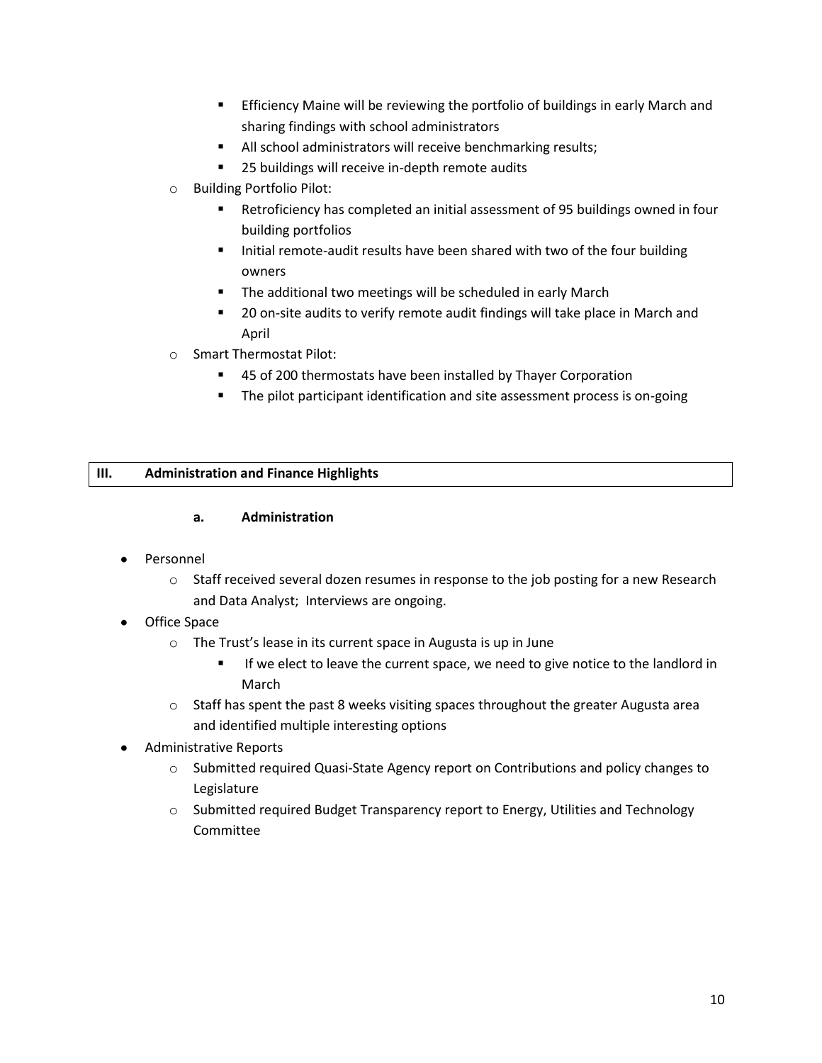- Efficiency Maine will be reviewing the portfolio of buildings in early March and sharing findings with school administrators
    - All school administrators will receive benchmarking results;
    - 25 buildings will receive in-depth remote audits
  - Building Portfolio Pilot:
    - Retroficiency has completed an initial assessment of 95 buildings owned in four building portfolios
    - Initial remote-audit results have been shared with two of the four building owners
    - The additional two meetings will be scheduled in early March
    - 20 on-site audits to verify remote audit findings will take place in March and April
  - Smart Thermostat Pilot:
    - 45 of 200 thermostats have been installed by Thayer Corporation
    - The pilot participant identification and site assessment process is on-going

## III. Administration and Finance Highlights

### a. Administration

- Personnel
  - Staff received several dozen resumes in response to the job posting for a new Research and Data Analyst; Interviews are ongoing.
- Office Space
  - The Trust's lease in its current space in Augusta is up in June
    - If we elect to leave the current space, we need to give notice to the landlord in March
  - Staff has spent the past 8 weeks visiting spaces throughout the greater Augusta area and identified multiple interesting options
- Administrative Reports
  - Submitted required Quasi-State Agency report on Contributions and policy changes to Legislature
  - Submitted required Budget Transparency report to Energy, Utilities and Technology Committee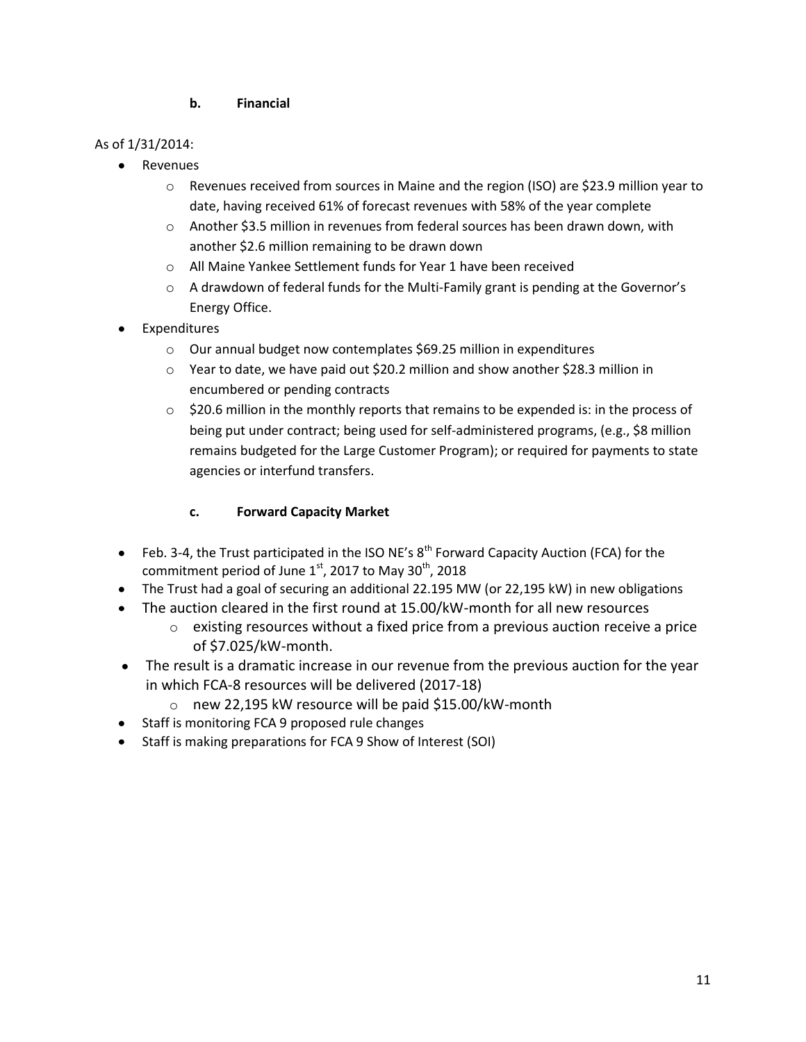### b. Financial

As of 1/31/2014:

- Revenues
  - Revenues received from sources in Maine and the region (ISO) are $23.9 million year to date, having received 61% of forecast revenues with 58% of the year complete
  - Another $3.5 million in revenues from federal sources has been drawn down, with another $2.6 million remaining to be drawn down
  - All Maine Yankee Settlement funds for Year 1 have been received
  - A drawdown of federal funds for the Multi-Family grant is pending at the Governor's Energy Office.
- Expenditures
  - Our annual budget now contemplates $69.25 million in expenditures
  - Year to date, we have paid out $20.2 million and show another $28.3 million in encumbered or pending contracts
  - $20.6 million in the monthly reports that remains to be expended is: in the process of being put under contract; being used for self-administered programs, (e.g., $8 million remains budgeted for the Large Customer Program); or required for payments to state agencies or interfund transfers.

### c. Forward Capacity Market

- Feb. 3-4, the Trust participated in the ISO NE's 8th Forward Capacity Auction (FCA) for the commitment period of June 1st, 2017 to May 30th, 2018
- The Trust had a goal of securing an additional 22.195 MW (or 22,195 kW) in new obligations
- The auction cleared in the first round at 15.00/kW-month for all new resources
  - existing resources without a fixed price from a previous auction receive a price of $7.025/kW-month.
- The result is a dramatic increase in our revenue from the previous auction for the year in which FCA-8 resources will be delivered (2017-18)
  - new 22,195 kW resource will be paid $15.00/kW-month
- Staff is monitoring FCA 9 proposed rule changes
- Staff is making preparations for FCA 9 Show of Interest (SOI)